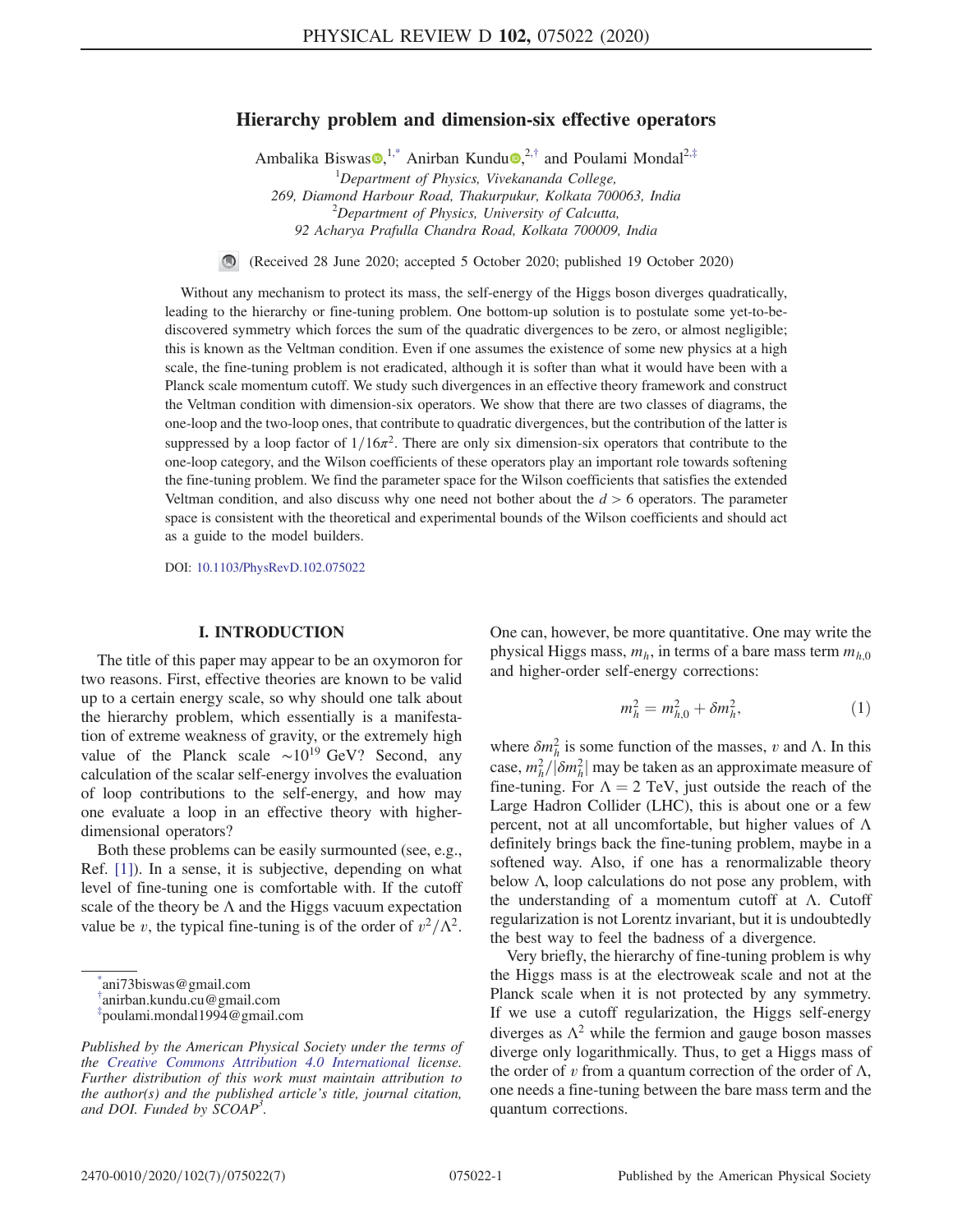# Hierarchy problem and dimension-six effective operators

Ambalika Biswas[1,*], Anirban Kundu[2,†] and Poulami Mondal[2,‡]

[1]Department of Physics, Vivekananda College, 269, Diamond Harbour Road, Thakurpukur, Kolkata 700063, India

[2]Department of Physics, University of Calcutta, 92 Acharya Prafulla Chandra Road, Kolkata 700009, India

(Received 28 June 2020; accepted 5 October 2020; published 19 October 2020)

Without any mechanism to protect its mass, the self-energy of the Higgs boson diverges quadratically, leading to the hierarchy or fine-tuning problem. One bottom-up solution is to postulate some yet-to-be-discovered symmetry which forces the sum of the quadratic divergences to be zero, or almost negligible; this is known as the Veltman condition. Even if one assumes the existence of some new physics at a high scale, the fine-tuning problem is not eradicated, although it is softer than what it would have been with a Planck scale momentum cutoff. We study such divergences in an effective theory framework and construct the Veltman condition with dimension-six operators. We show that there are two classes of diagrams, the one-loop and the two-loop ones, that contribute to quadratic divergences, but the contribution of the latter is suppressed by a loop factor of $1/16\pi^2$. There are only six dimension-six operators that contribute to the one-loop category, and the Wilson coefficients of these operators play an important role towards softening the fine-tuning problem. We find the parameter space for the Wilson coefficients that satisfies the extended Veltman condition, and also discuss why one need not bother about the $d > 6$ operators. The parameter space is consistent with the theoretical and experimental bounds of the Wilson coefficients and should act as a guide to the model builders.

DOI: 10.1103/PhysRevD.102.075022

## I. INTRODUCTION

The title of this paper may appear to be an oxymoron for two reasons. First, effective theories are known to be valid up to a certain energy scale, so why should one talk about the hierarchy problem, which essentially is a manifestation of extreme weakness of gravity, or the extremely high value of the Planck scale $\sim 10^{19}$ GeV? Second, any calculation of the scalar self-energy involves the evaluation of loop contributions to the self-energy, and how may one evaluate a loop in an effective theory with higher-dimensional operators?

Both these problems can be easily surmounted (see, e.g., Ref. [1]). In a sense, it is subjective, depending on what level of fine-tuning one is comfortable with. If the cutoff scale of the theory be $\Lambda$ and the Higgs vacuum expectation value be $v$, the typical fine-tuning is of the order of $v^2/\Lambda^2$. One can, however, be more quantitative. One may write the physical Higgs mass, $m_h$, in terms of a bare mass term $m_{h,0}$ and higher-order self-energy corrections:

$$m_h^2 = m_{h,0}^2 + \delta m_h^2, \tag{1}$$

where $\delta m_h^2$ is some function of the masses, $v$ and $\Lambda$. In this case, $m_h^2/|\delta m_h^2|$ may be taken as an approximate measure of fine-tuning. For $\Lambda = 2$ TeV, just outside the reach of the Large Hadron Collider (LHC), this is about one or a few percent, not at all uncomfortable, but higher values of $\Lambda$ definitely brings back the fine-tuning problem, maybe in a softened way. Also, if one has a renormalizable theory below $\Lambda$, loop calculations do not pose any problem, with the understanding of a momentum cutoff at $\Lambda$. Cutoff regularization is not Lorentz invariant, but it is undoubtedly the best way to feel the badness of a divergence.

Very briefly, the hierarchy of fine-tuning problem is why the Higgs mass is at the electroweak scale and not at the Planck scale when it is not protected by any symmetry. If we use a cutoff regularization, the Higgs self-energy diverges as $\Lambda^2$ while the fermion and gauge boson masses diverge only logarithmically. Thus, to get a Higgs mass of the order of $v$ from a quantum correction of the order of $\Lambda$, one needs a fine-tuning between the bare mass term and the quantum corrections.

---

*ani73biswas@gmail.com
†anirban.kundu.cu@gmail.com
‡poulami.mondal1994@gmail.com

*Published by the American Physical Society under the terms of the Creative Commons Attribution 4.0 International license. Further distribution of this work must maintain attribution to the author(s) and the published article's title, journal citation, and DOI. Funded by SCOAP3.*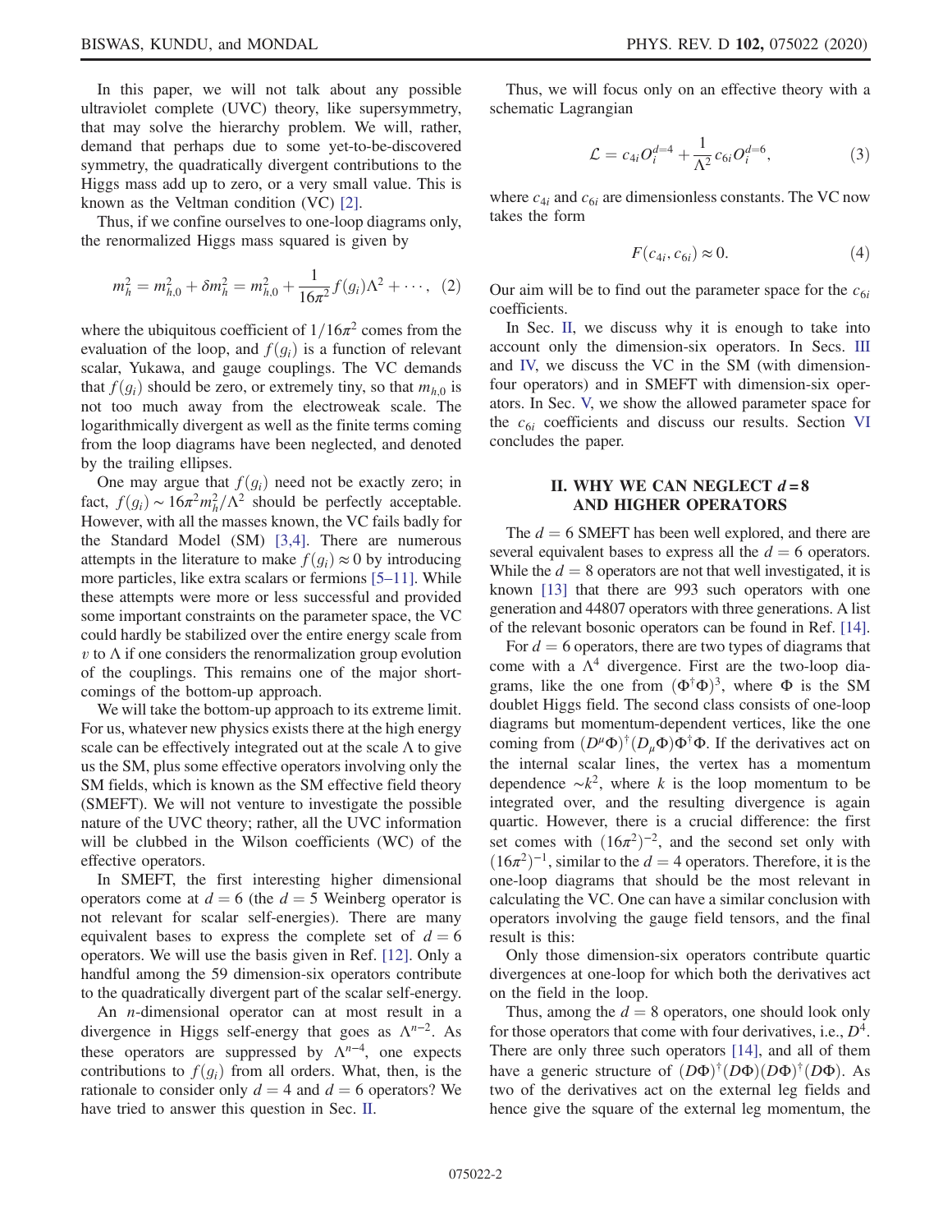In this paper, we will not talk about any possible ultraviolet complete (UVC) theory, like supersymmetry, that may solve the hierarchy problem. We will, rather, demand that perhaps due to some yet-to-be-discovered symmetry, the quadratically divergent contributions to the Higgs mass add up to zero, or a very small value. This is known as the Veltman condition (VC) [2].

Thus, if we confine ourselves to one-loop diagrams only, the renormalized Higgs mass squared is given by

$$m_h^2 = m_{h,0}^2 + \delta m_h^2 = m_{h,0}^2 + \frac{1}{16\pi^2} f(g_i)\Lambda^2 + \cdots, \quad (2)$$

where the ubiquitous coefficient of $1/16\pi^2$ comes from the evaluation of the loop, and $f(g_i)$ is a function of relevant scalar, Yukawa, and gauge couplings. The VC demands that $f(g_i)$ should be zero, or extremely tiny, so that $m_{h,0}$ is not too much away from the electroweak scale. The logarithmically divergent as well as the finite terms coming from the loop diagrams have been neglected, and denoted by the trailing ellipses.

One may argue that $f(g_i)$ need not be exactly zero; in fact, $f(g_i) \sim 16\pi^2 m_h^2/\Lambda^2$ should be perfectly acceptable. However, with all the masses known, the VC fails badly for the Standard Model (SM) [3,4]. There are numerous attempts in the literature to make $f(g_i) \approx 0$ by introducing more particles, like extra scalars or fermions [5–11]. While these attempts were more or less successful and provided some important constraints on the parameter space, the VC could hardly be stabilized over the entire energy scale from $v$ to $\Lambda$ if one considers the renormalization group evolution of the couplings. This remains one of the major shortcomings of the bottom-up approach.

We will take the bottom-up approach to its extreme limit. For us, whatever new physics exists there at the high energy scale can be effectively integrated out at the scale $\Lambda$ to give us the SM, plus some effective operators involving only the SM fields, which is known as the SM effective field theory (SMEFT). We will not venture to investigate the possible nature of the UVC theory; rather, all the UVC information will be clubbed in the Wilson coefficients (WC) of the effective operators.

In SMEFT, the first interesting higher dimensional operators come at $d = 6$ (the $d = 5$ Weinberg operator is not relevant for scalar self-energies). There are many equivalent bases to express the complete set of $d = 6$ operators. We will use the basis given in Ref. [12]. Only a handful among the 59 dimension-six operators contribute to the quadratically divergent part of the scalar self-energy.

An $n$-dimensional operator can at most result in a divergence in Higgs self-energy that goes as $\Lambda^{n-2}$. As these operators are suppressed by $\Lambda^{n-4}$, one expects contributions to $f(g_i)$ from all orders. What, then, is the rationale to consider only $d = 4$ and $d = 6$ operators? We have tried to answer this question in Sec. II.

Thus, we will focus only on an effective theory with a schematic Lagrangian

$$\mathcal{L} = c_{4i} O_i^{d=4} + \frac{1}{\Lambda^2} c_{6i} O_i^{d=6}, \quad (3)$$

where $c_{4i}$ and $c_{6i}$ are dimensionless constants. The VC now takes the form

$$F(c_{4i}, c_{6i}) \approx 0. \quad (4)$$

Our aim will be to find out the parameter space for the $c_{6i}$ coefficients.

In Sec. II, we discuss why it is enough to take into account only the dimension-six operators. In Secs. III and IV, we discuss the VC in the SM (with dimension-four operators) and in SMEFT with dimension-six operators. In Sec. V, we show the allowed parameter space for the $c_{6i}$ coefficients and discuss our results. Section VI concludes the paper.

## II. WHY WE CAN NEGLECT $d = 8$ AND HIGHER OPERATORS

The $d = 6$ SMEFT has been well explored, and there are several equivalent bases to express all the $d = 6$ operators. While the $d = 8$ operators are not that well investigated, it is known [13] that there are 993 such operators with one generation and 44807 operators with three generations. A list of the relevant bosonic operators can be found in Ref. [14].

For $d = 6$ operators, there are two types of diagrams that come with a $\Lambda^4$ divergence. First are the two-loop diagrams, like the one from $(\Phi^\dagger\Phi)^3$, where $\Phi$ is the SM doublet Higgs field. The second class consists of one-loop diagrams but momentum-dependent vertices, like the one coming from $(D^\mu\Phi)^\dagger(D_\mu\Phi)\Phi^\dagger\Phi$. If the derivatives act on the internal scalar lines, the vertex has a momentum dependence $\sim k^2$, where $k$ is the loop momentum to be integrated over, and the resulting divergence is again quartic. However, there is a crucial difference: the first set comes with $(16\pi^2)^{-2}$, and the second set only with $(16\pi^2)^{-1}$, similar to the $d = 4$ operators. Therefore, it is the one-loop diagrams that should be the most relevant in calculating the VC. One can have a similar conclusion with operators involving the gauge field tensors, and the final result is this:

Only those dimension-six operators contribute quartic divergences at one-loop for which both the derivatives act on the field in the loop.

Thus, among the $d = 8$ operators, one should look only for those operators that come with four derivatives, i.e., $D^4$. There are only three such operators [14], and all of them have a generic structure of $(D\Phi)^\dagger(D\Phi)(D\Phi)^\dagger(D\Phi)$. As two of the derivatives act on the external leg fields and hence give the square of the external leg momentum, the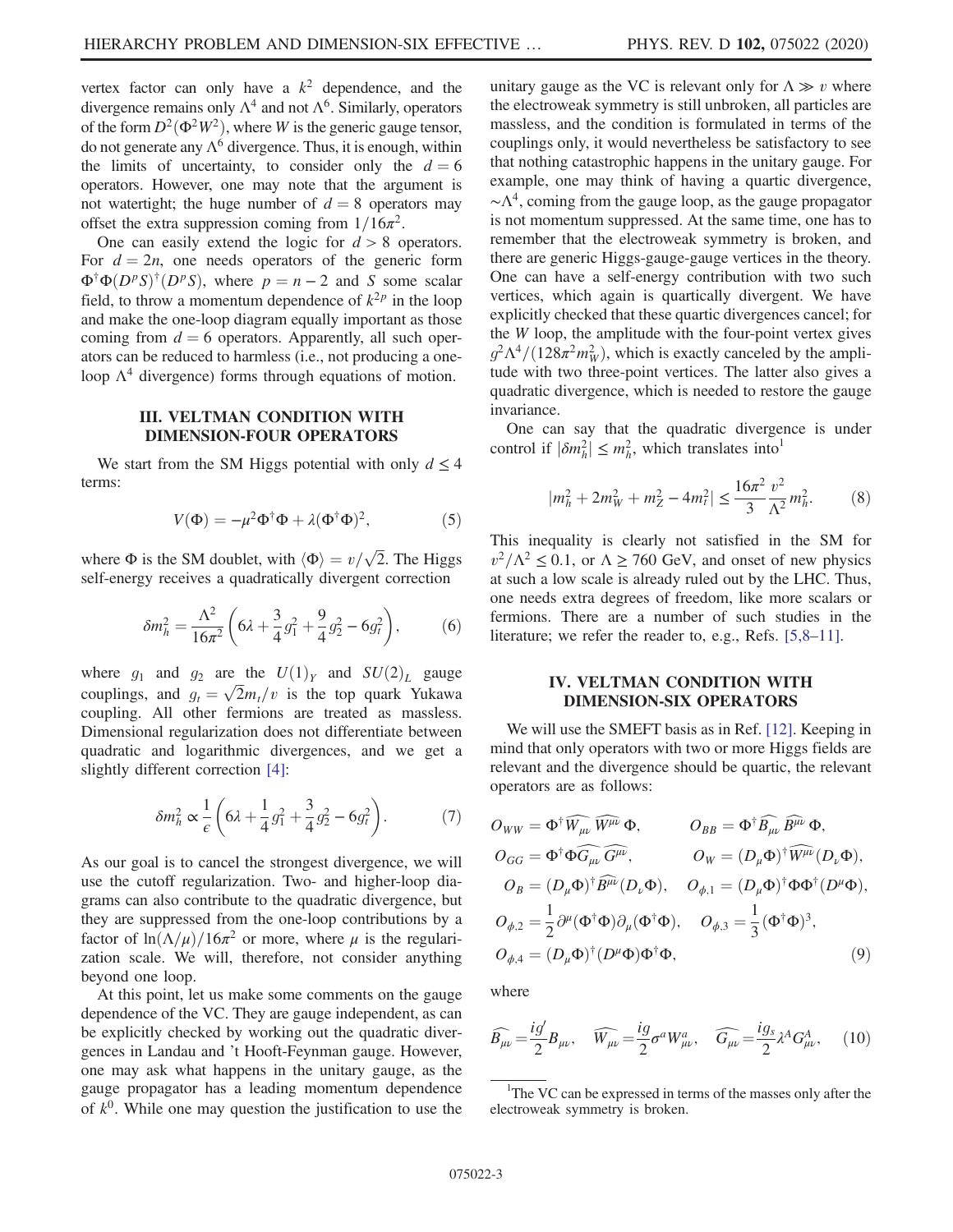vertex factor can only have a $k^2$ dependence, and the divergence remains only $\Lambda^4$ and not $\Lambda^6$. Similarly, operators of the form $D^2(\Phi^2 W^2)$, where $W$ is the generic gauge tensor, do not generate any $\Lambda^6$ divergence. Thus, it is enough, within the limits of uncertainty, to consider only the $d = 6$ operators. However, one may note that the argument is not watertight; the huge number of $d = 8$ operators may offset the extra suppression coming from $1/16\pi^2$.

One can easily extend the logic for $d > 8$ operators. For $d = 2n$, one needs operators of the generic form $\Phi^\dagger\Phi(D^p S)^\dagger(D^p S)$, where $p = n - 2$ and $S$ some scalar field, to throw a momentum dependence of $k^{2p}$ in the loop and make the one-loop diagram equally important as those coming from $d = 6$ operators. Apparently, all such operators can be reduced to harmless (i.e., not producing a one-loop $\Lambda^4$ divergence) forms through equations of motion.

## III. VELTMAN CONDITION WITH DIMENSION-FOUR OPERATORS

We start from the SM Higgs potential with only $d \leq 4$ terms:

$$V(\Phi) = -\mu^2\Phi^\dagger\Phi + \lambda(\Phi^\dagger\Phi)^2, \tag{5}$$

where $\Phi$ is the SM doublet, with $\langle\Phi\rangle = v/\sqrt{2}$. The Higgs self-energy receives a quadratically divergent correction

$$\delta m_h^2 = \frac{\Lambda^2}{16\pi^2}\left(6\lambda + \frac{3}{4}g_1^2 + \frac{9}{4}g_2^2 - 6g_t^2\right), \tag{6}$$

where $g_1$ and $g_2$ are the $U(1)_Y$ and $SU(2)_L$ gauge couplings, and $g_t = \sqrt{2}m_t/v$ is the top quark Yukawa coupling. All other fermions are treated as massless. Dimensional regularization does not differentiate between quadratic and logarithmic divergences, and we get a slightly different correction [4]:

$$\delta m_h^2 \propto \frac{1}{\epsilon}\left(6\lambda + \frac{1}{4}g_1^2 + \frac{3}{4}g_2^2 - 6g_t^2\right). \tag{7}$$

As our goal is to cancel the strongest divergence, we will use the cutoff regularization. Two- and higher-loop diagrams can also contribute to the quadratic divergence, but they are suppressed from the one-loop contributions by a factor of $\ln(\Lambda/\mu)/16\pi^2$ or more, where $\mu$ is the regularization scale. We will, therefore, not consider anything beyond one loop.

At this point, let us make some comments on the gauge dependence of the VC. They are gauge independent, as can be explicitly checked by working out the quadratic divergences in Landau and 't Hooft-Feynman gauge. However, one may ask what happens in the unitary gauge, as the gauge propagator has a leading momentum dependence of $k^0$. While one may question the justification to use the unitary gauge as the VC is relevant only for $\Lambda \gg v$ where the electroweak symmetry is still unbroken, all particles are massless, and the condition is formulated in terms of the couplings only, it would nevertheless be satisfactory to see that nothing catastrophic happens in the unitary gauge. For example, one may think of having a quartic divergence, $\sim\Lambda^4$, coming from the gauge loop, as the gauge propagator is not momentum suppressed. At the same time, one has to remember that the electroweak symmetry is broken, and there are generic Higgs-gauge-gauge vertices in the theory. One can have a self-energy contribution with two such vertices, which again is quartically divergent. We have explicitly checked that these quartic divergences cancel; for the $W$ loop, the amplitude with the four-point vertex gives $g^2\Lambda^4/(128\pi^2 m_W^2)$, which is exactly canceled by the amplitude with two three-point vertices. The latter also gives a quadratic divergence, which is needed to restore the gauge invariance.

One can say that the quadratic divergence is under control if $|\delta m_h^2| \leq m_h^2$, which translates into[1]

$$|m_h^2 + 2m_W^2 + m_Z^2 - 4m_t^2| \leq \frac{16\pi^2}{3}\frac{v^2}{\Lambda^2}m_h^2. \tag{8}$$

This inequality is clearly not satisfied in the SM for $v^2/\Lambda^2 \leq 0.1$, or $\Lambda \geq 760$ GeV, and onset of new physics at such a low scale is already ruled out by the LHC. Thus, one needs extra degrees of freedom, like more scalars or fermions. There are a number of such studies in the literature; we refer the reader to, e.g., Refs. [5,8–11].

## IV. VELTMAN CONDITION WITH DIMENSION-SIX OPERATORS

We will use the SMEFT basis as in Ref. [12]. Keeping in mind that only operators with two or more Higgs fields are relevant and the divergence should be quartic, the relevant operators are as follows:

$$\begin{aligned}
&O_{WW} = \Phi^\dagger\widehat{W_{\mu\nu}}\,\widehat{W^{\mu\nu}}\,\Phi, \qquad O_{BB} = \Phi^\dagger\widehat{B_{\mu\nu}}\,\widehat{B^{\mu\nu}}\,\Phi,\\
&O_{GG} = \Phi^\dagger\Phi\widehat{G_{\mu\nu}}\,\widehat{G^{\mu\nu}}, \qquad O_W = (D_\mu\Phi)^\dagger\widehat{W^{\mu\nu}}(D_\nu\Phi),\\
&O_B = (D_\mu\Phi)^\dagger\widehat{B^{\mu\nu}}(D_\nu\Phi), \quad O_{\phi,1} = (D_\mu\Phi)^\dagger\Phi\Phi^\dagger(D^\mu\Phi),\\
&O_{\phi,2} = \frac{1}{2}\partial^\mu(\Phi^\dagger\Phi)\partial_\mu(\Phi^\dagger\Phi), \quad O_{\phi,3} = \frac{1}{3}(\Phi^\dagger\Phi)^3,\\
&O_{\phi,4} = (D_\mu\Phi)^\dagger(D^\mu\Phi)\Phi^\dagger\Phi,
\end{aligned}\tag{9}$$

where

$$\widehat{B_{\mu\nu}} = \frac{ig'}{2}B_{\mu\nu}, \quad \widehat{W_{\mu\nu}} = \frac{ig}{2}\sigma^a W_{\mu\nu}^a, \quad \widehat{G_{\mu\nu}} = \frac{ig_s}{2}\lambda^A G_{\mu\nu}^A, \tag{10}$$

[1] The VC can be expressed in terms of the masses only after the electroweak symmetry is broken.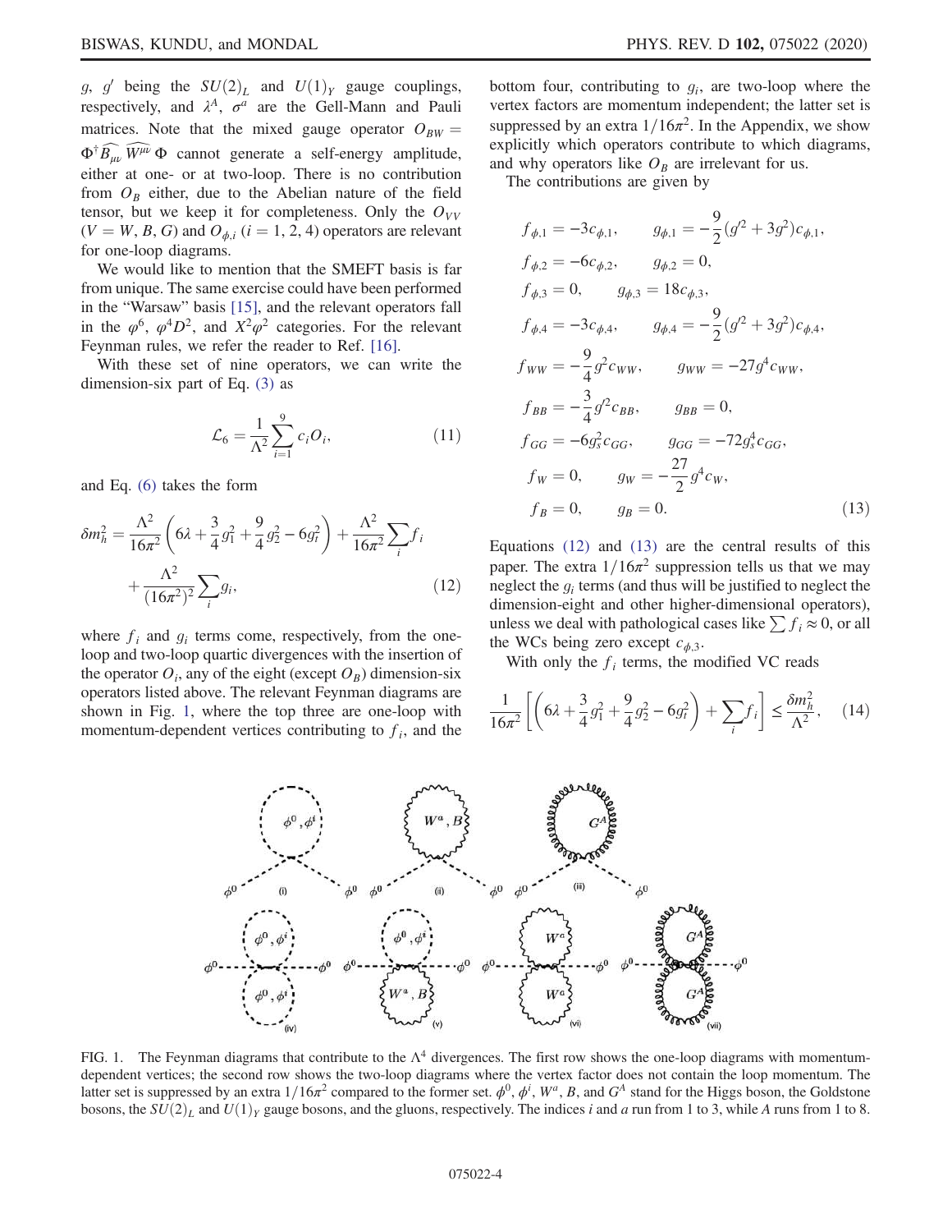$g$, $g'$ being the $SU(2)_L$ and $U(1)_Y$ gauge couplings, respectively, and $\lambda^A$, $\sigma^a$ are the Gell-Mann and Pauli matrices. Note that the mixed gauge operator $O_{BW} = \Phi^\dagger \widehat{B_{\mu\nu}}\, \widehat{W^{\mu\nu}}\, \Phi$ cannot generate a self-energy amplitude, either at one- or at two-loop. There is no contribution from $O_B$ either, due to the Abelian nature of the field tensor, but we keep it for completeness. Only the $O_{VV}$ ($V = W, B, G$) and $O_{\phi,i}$ ($i = 1, 2, 4$) operators are relevant for one-loop diagrams.

We would like to mention that the SMEFT basis is far from unique. The same exercise could have been performed in the "Warsaw" basis [15], and the relevant operators fall in the $\varphi^6$, $\varphi^4 D^2$, and $X^2\varphi^2$ categories. For the relevant Feynman rules, we refer the reader to Ref. [16].

With these set of nine operators, we can write the dimension-six part of Eq. (3) as

$$\mathcal{L}_6 = \frac{1}{\Lambda^2}\sum_{i=1}^{9} c_i O_i, \tag{11}$$

and Eq. (6) takes the form

$$\delta m_h^2 = \frac{\Lambda^2}{16\pi^2}\left(6\lambda + \frac{3}{4}g_1^2 + \frac{9}{4}g_2^2 - 6g_t^2\right) + \frac{\Lambda^2}{16\pi^2}\sum_i f_i + \frac{\Lambda^2}{(16\pi^2)^2}\sum_i g_i, \tag{12}$$

where $f_i$ and $g_i$ terms come, respectively, from the one-loop and two-loop quartic divergences with the insertion of the operator $O_i$, any of the eight (except $O_B$) dimension-six operators listed above. The relevant Feynman diagrams are shown in Fig. 1, where the top three are one-loop with momentum-dependent vertices contributing to $f_i$, and the bottom four, contributing to $g_i$, are two-loop where the vertex factors are momentum independent; the latter set is suppressed by an extra $1/16\pi^2$. In the Appendix, we show explicitly which operators contribute to which diagrams, and why operators like $O_B$ are irrelevant for us.

The contributions are given by

$$\begin{aligned}
f_{\phi,1} &= -3c_{\phi,1}, & g_{\phi,1} &= -\frac{9}{2}(g'^2 + 3g^2)c_{\phi,1},\\
f_{\phi,2} &= -6c_{\phi,2}, & g_{\phi,2} &= 0,\\
f_{\phi,3} &= 0, & g_{\phi,3} &= 18c_{\phi,3},\\
f_{\phi,4} &= -3c_{\phi,4}, & g_{\phi,4} &= -\frac{9}{2}(g'^2 + 3g^2)c_{\phi,4},\\
f_{WW} &= -\frac{9}{4}g^2 c_{WW}, & g_{WW} &= -27g^4 c_{WW},\\
f_{BB} &= -\frac{3}{4}g'^2 c_{BB}, & g_{BB} &= 0,\\
f_{GG} &= -6g_s^2 c_{GG}, & g_{GG} &= -72g_s^4 c_{GG},\\
f_W &= 0, & g_W &= -\frac{27}{2}g^4 c_W,\\
f_B &= 0, & g_B &= 0.
\end{aligned} \tag{13}$$

Equations (12) and (13) are the central results of this paper. The extra $1/16\pi^2$ suppression tells us that we may neglect the $g_i$ terms (and thus will be justified to neglect the dimension-eight and other higher-dimensional operators), unless we deal with pathological cases like $\sum f_i \approx 0$, or all the WCs being zero except $c_{\phi,3}$.

With only the $f_i$ terms, the modified VC reads

$$\frac{1}{16\pi^2}\left[\left(6\lambda + \frac{3}{4}g_1^2 + \frac{9}{4}g_2^2 - 6g_t^2\right) + \sum_i f_i\right] \le \frac{\delta m_h^2}{\Lambda^2}, \tag{14}$$

FIG. 1. The Feynman diagrams that contribute to the $\Lambda^4$ divergences. The first row shows the one-loop diagrams with momentum-dependent vertices; the second row shows the two-loop diagrams where the vertex factor does not contain the loop momentum. The latter set is suppressed by an extra $1/16\pi^2$ compared to the former set. $\phi^0$, $\phi^i$, $W^a$, $B$, and $G^A$ stand for the Higgs boson, the Goldstone bosons, the $SU(2)_L$ and $U(1)_Y$ gauge bosons, and the gluons, respectively. The indices $i$ and $a$ run from 1 to 3, while $A$ runs from 1 to 8.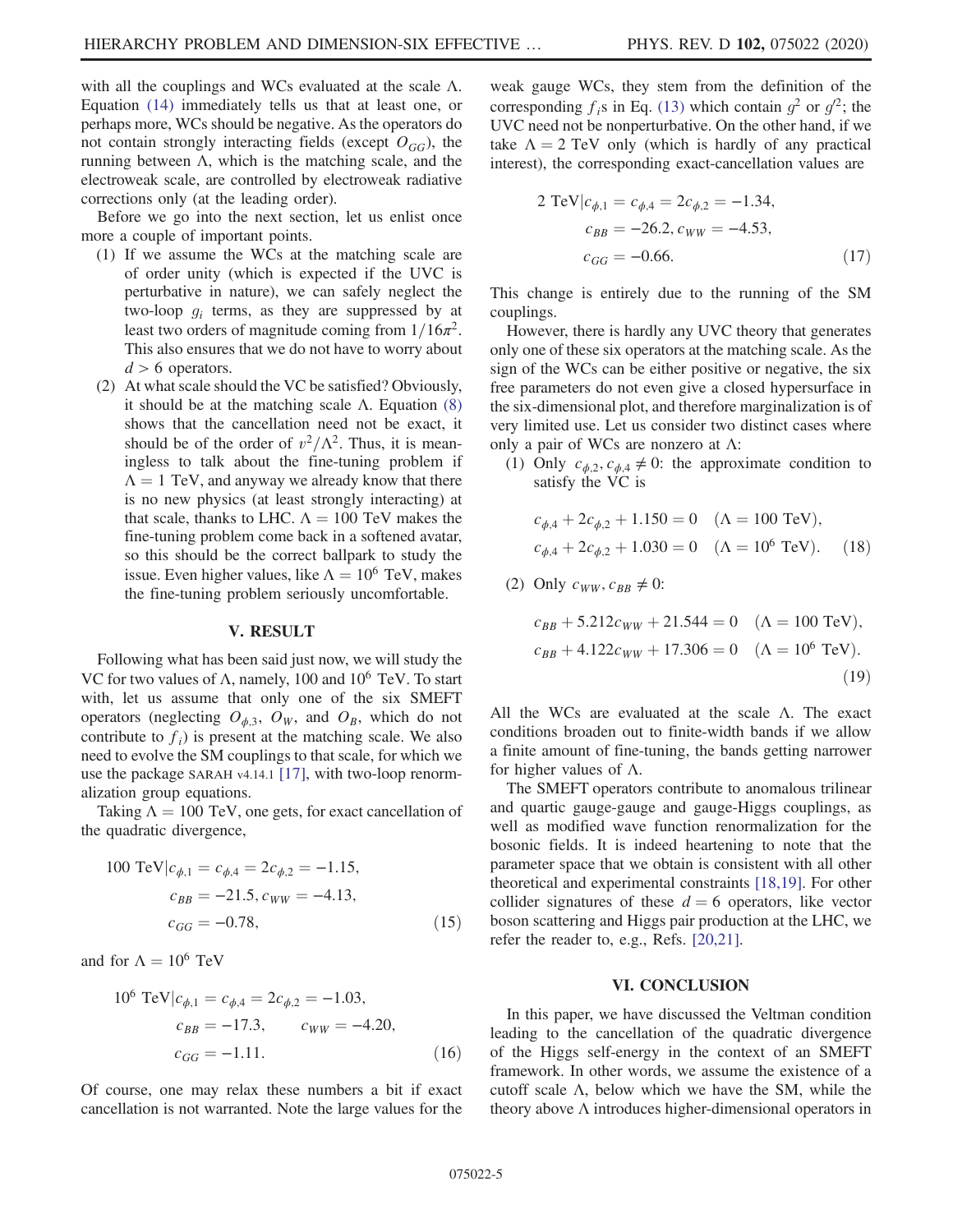with all the couplings and WCs evaluated at the scale $\Lambda$. Equation (14) immediately tells us that at least one, or perhaps more, WCs should be negative. As the operators do not contain strongly interacting fields (except $O_{GG}$), the running between $\Lambda$, which is the matching scale, and the electroweak scale, are controlled by electroweak radiative corrections only (at the leading order).

Before we go into the next section, let us enlist once more a couple of important points.

1. If we assume the WCs at the matching scale are of order unity (which is expected if the UVC is perturbative in nature), we can safely neglect the two-loop $g_i$ terms, as they are suppressed by at least two orders of magnitude coming from $1/16\pi^2$. This also ensures that we do not have to worry about $d > 6$ operators.
2. At what scale should the VC be satisfied? Obviously, it should be at the matching scale $\Lambda$. Equation (8) shows that the cancellation need not be exact, it should be of the order of $v^2/\Lambda^2$. Thus, it is meaningless to talk about the fine-tuning problem if $\Lambda = 1$ TeV, and anyway we already know that there is no new physics (at least strongly interacting) at that scale, thanks to LHC. $\Lambda = 100$ TeV makes the fine-tuning problem come back in a softened avatar, so this should be the correct ballpark to study the issue. Even higher values, like $\Lambda = 10^6$ TeV, makes the fine-tuning problem seriously uncomfortable.

## V. RESULT

Following what has been said just now, we will study the VC for two values of $\Lambda$, namely, 100 and $10^6$ TeV. To start with, let us assume that only one of the six SMEFT operators (neglecting $O_{\phi,3}$, $O_W$, and $O_B$, which do not contribute to $f_i$) is present at the matching scale. We also need to evolve the SM couplings to that scale, for which we use the package SARAH v4.14.1 [17], with two-loop renormalization group equations.

Taking $\Lambda = 100$ TeV, one gets, for exact cancellation of the quadratic divergence,

$$
\begin{aligned}
100\ \text{TeV}|c_{\phi,1} = c_{\phi,4} = 2c_{\phi,2} &= -1.15, \\
c_{BB} = -21.5, c_{WW} &= -4.13, \\
c_{GG} &= -0.78,
\end{aligned} \tag{15}
$$

and for $\Lambda = 10^6$ TeV

$$
\begin{aligned}
10^6\ \text{TeV}|c_{\phi,1} = c_{\phi,4} = 2c_{\phi,2} &= -1.03, \\
c_{BB} = -17.3, \qquad c_{WW} &= -4.20, \\
c_{GG} &= -1.11.
\end{aligned} \tag{16}
$$

Of course, one may relax these numbers a bit if exact cancellation is not warranted. Note the large values for the weak gauge WCs, they stem from the definition of the corresponding $f_i$s in Eq. (13) which contain $g^2$ or $g'^2$; the UVC need not be nonperturbative. On the other hand, if we take $\Lambda = 2$ TeV only (which is hardly of any practical interest), the corresponding exact-cancellation values are

$$
\begin{aligned}
2\ \text{TeV}|c_{\phi,1} = c_{\phi,4} = 2c_{\phi,2} &= -1.34, \\
c_{BB} = -26.2, c_{WW} &= -4.53, \\
c_{GG} &= -0.66.
\end{aligned} \tag{17}
$$

This change is entirely due to the running of the SM couplings.

However, there is hardly any UVC theory that generates only one of these six operators at the matching scale. As the sign of the WCs can be either positive or negative, the six free parameters do not even give a closed hypersurface in the six-dimensional plot, and therefore marginalization is of very limited use. Let us consider two distinct cases where only a pair of WCs are nonzero at $\Lambda$:

1. Only $c_{\phi,2}, c_{\phi,4} \neq 0$: the approximate condition to satisfy the VC is

$$
\begin{aligned}
c_{\phi,4} + 2c_{\phi,2} + 1.150 = 0 \quad (\Lambda = 100\ \text{TeV}), \\
c_{\phi,4} + 2c_{\phi,2} + 1.030 = 0 \quad (\Lambda = 10^6\ \text{TeV}).
\end{aligned} \tag{18}
$$

2. Only $c_{WW}, c_{BB} \neq 0$:

$$
\begin{aligned}
c_{BB} + 5.212c_{WW} + 21.544 = 0 \quad (\Lambda = 100\ \text{TeV}), \\
c_{BB} + 4.122c_{WW} + 17.306 = 0 \quad (\Lambda = 10^6\ \text{TeV}).
\end{aligned} \tag{19}
$$

All the WCs are evaluated at the scale $\Lambda$. The exact conditions broaden out to finite-width bands if we allow a finite amount of fine-tuning, the bands getting narrower for higher values of $\Lambda$.

The SMEFT operators contribute to anomalous trilinear and quartic gauge-gauge and gauge-Higgs couplings, as well as modified wave function renormalization for the bosonic fields. It is indeed heartening to note that the parameter space that we obtain is consistent with all other theoretical and experimental constraints [18,19]. For other collider signatures of these $d = 6$ operators, like vector boson scattering and Higgs pair production at the LHC, we refer the reader to, e.g., Refs. [20,21].

## VI. CONCLUSION

In this paper, we have discussed the Veltman condition leading to the cancellation of the quadratic divergence of the Higgs self-energy in the context of an SMEFT framework. In other words, we assume the existence of a cutoff scale $\Lambda$, below which we have the SM, while the theory above $\Lambda$ introduces higher-dimensional operators in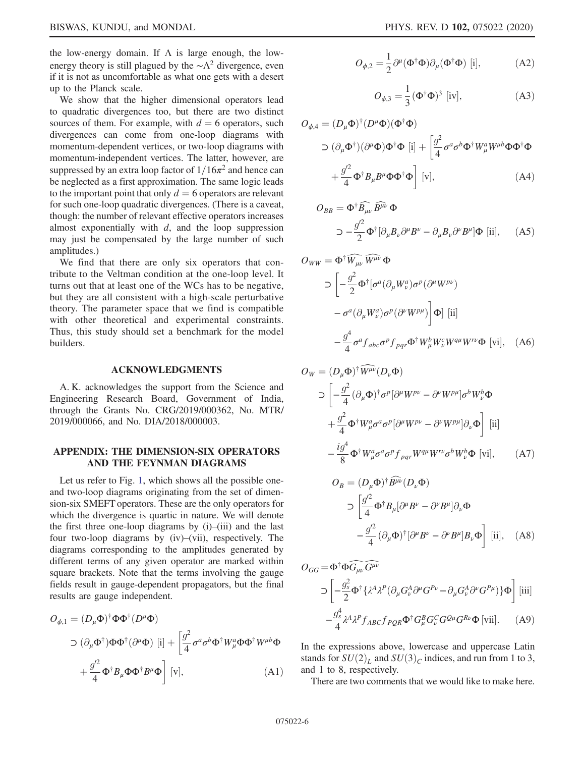the low-energy domain. If $\Lambda$ is large enough, the low-energy theory is still plagued by the $\sim\Lambda^2$ divergence, even if it is not as uncomfortable as what one gets with a desert up to the Planck scale.

We show that the higher dimensional operators lead to quadratic divergences too, but there are two distinct sources of them. For example, with $d = 6$ operators, such divergences can come from one-loop diagrams with momentum-dependent vertices, or two-loop diagrams with momentum-independent vertices. The latter, however, are suppressed by an extra loop factor of $1/16\pi^2$ and hence can be neglected as a first approximation. The same logic leads to the important point that only $d = 6$ operators are relevant for such one-loop quadratic divergences. (There is a caveat, though: the number of relevant effective operators increases almost exponentially with $d$, and the loop suppression may just be compensated by the large number of such amplitudes.)

We find that there are only six operators that contribute to the Veltman condition at the one-loop level. It turns out that at least one of the WCs has to be negative, but they are all consistent with a high-scale perturbative theory. The parameter space that we find is compatible with other theoretical and experimental constraints. Thus, this study should set a benchmark for the model builders.

## ACKNOWLEDGMENTS

A. K. acknowledges the support from the Science and Engineering Research Board, Government of India, through the Grants No. CRG/2019/000362, No. MTR/2019/000066, and No. DIA/2018/000003.

## APPENDIX: THE DIMENSION-SIX OPERATORS AND THE FEYNMAN DIAGRAMS

Let us refer to Fig. 1, which shows all the possible one- and two-loop diagrams originating from the set of dimension-six SMEFT operators. These are the only operators for which the divergence is quartic in nature. We will denote the first three one-loop diagrams by (i)–(iii) and the last four two-loop diagrams by (iv)–(vii), respectively. The diagrams corresponding to the amplitudes generated by different terms of any given operator are marked within square brackets. Note that the terms involving the gauge fields result in gauge-dependent propagators, but the final results are gauge independent.

$$O_{\phi,1} = (D_\mu\Phi)^\dagger\Phi\Phi^\dagger(D^\mu\Phi) \supset (\partial_\mu\Phi^\dagger)\Phi\Phi^\dagger(\partial^\mu\Phi)\ \text{[i]} + \left[\frac{g^2}{4}\sigma^a\sigma^b\Phi^\dagger W^a_\mu\Phi\Phi^\dagger W^{\mu b}\Phi + \frac{g'^2}{4}\Phi^\dagger B_\mu\Phi\Phi^\dagger B^\mu\Phi\right]\ \text{[v]}, \tag{A1}$$

$$O_{\phi,2} = \frac{1}{2}\partial^\mu(\Phi^\dagger\Phi)\partial_\mu(\Phi^\dagger\Phi)\ \text{[i]}, \tag{A2}$$

$$O_{\phi,3} = \frac{1}{3}(\Phi^\dagger\Phi)^3\ \text{[iv]}, \tag{A3}$$

$$O_{\phi,4} = (D_\mu\Phi)^\dagger(D^\mu\Phi)(\Phi^\dagger\Phi) \supset (\partial_\mu\Phi^\dagger)(\partial^\mu\Phi)\Phi^\dagger\Phi\ \text{[i]} + \left[\frac{g^2}{4}\sigma^a\sigma^b\Phi^\dagger W^a_\mu W^{\mu b}\Phi\Phi^\dagger\Phi + \frac{g'^2}{4}\Phi^\dagger B_\mu B^\mu\Phi\Phi^\dagger\Phi\right]\ \text{[v]}, \tag{A4}$$

$$O_{BB} = \Phi^\dagger\widehat{B_{\mu\nu}}\,\widehat{B^{\mu\nu}}\,\Phi \supset -\frac{g'^2}{2}\Phi^\dagger[\partial_\mu B_\nu\partial^\mu B^\nu - \partial_\mu B_\nu\partial^\nu B^\mu]\Phi\ \text{[ii]}, \tag{A5}$$

$$O_{WW} = \Phi^\dagger\widehat{W_{\mu\nu}}\,\widehat{W^{\mu\nu}}\,\Phi \supset \left[-\frac{g^2}{2}\Phi^\dagger[\sigma^a(\partial_\mu W^a_\nu)\sigma^p(\partial^\mu W^{p\nu}) - \sigma^a(\partial_\mu W^a_\nu)\sigma^p(\partial^\nu W^{p\mu})\right]\Phi]\ \text{[ii]} - \frac{g^4}{4}\sigma^a f_{abc}\sigma^p f_{pqr}\Phi^\dagger W^b_\mu W^c_\nu W^{q\mu}W^{r\nu}\Phi\ \text{[vi]}, \tag{A6}$$

$$O_W = (D_\mu\Phi)^\dagger\widehat{W^{\mu\nu}}(D_\nu\Phi) \supset \left[-\frac{g^2}{4}(\partial_\mu\Phi)^\dagger\sigma^p[\partial^\mu W^{p\nu} - \partial^\nu W^{p\mu}]\sigma^b W^b_\nu\Phi + \frac{g^2}{4}\Phi^\dagger W^a_\mu\sigma^a\sigma^p[\partial^\mu W^{p\nu} - \partial^\nu W^{p\mu}]\partial_\nu\Phi\right]\ \text{[ii]} - \frac{ig^4}{8}\Phi^\dagger W^a_\mu\sigma^a\sigma^p f_{pqr}W^{q\mu}W^{r\nu}\sigma^b W^b_\nu\Phi\ \text{[vi]}, \tag{A7}$$

$$O_B = (D_\mu\Phi)^\dagger\widehat{B^{\mu\nu}}(D_\nu\Phi) \supset \left[\frac{g'^2}{4}\Phi^\dagger B_\mu[\partial^\mu B^\nu - \partial^\nu B^\mu]\partial_\nu\Phi - \frac{g'^2}{4}(\partial_\mu\Phi)^\dagger[\partial^\mu B^\nu - \partial^\nu B^\mu]B_\nu\Phi\right]\ \text{[ii]}, \tag{A8}$$

$$O_{GG} = \Phi^\dagger\Phi\widehat{G_{\mu\nu}}\,\widehat{G^{\mu\nu}} \supset \left[-\frac{g_s^2}{2}\Phi^\dagger\{\lambda^A\lambda^P(\partial_\mu G^A_\nu\partial^\mu G^{P\nu} - \partial_\mu G^A_\nu\partial^\nu G^{P\mu})\}\Phi\right]\ \text{[iii]} - \frac{g_s^4}{4}\lambda^A\lambda^P f_{ABC}f_{PQR}\Phi^\dagger G^B_\mu G^C_\nu G^{Q\mu}G^{R\nu}\Phi\ \text{[vii]}. \tag{A9}$$

In the expressions above, lowercase and uppercase Latin stands for $SU(2)_L$ and $SU(3)_C$ indices, and run from 1 to 3, and 1 to 8, respectively.

There are two comments that we would like to make here.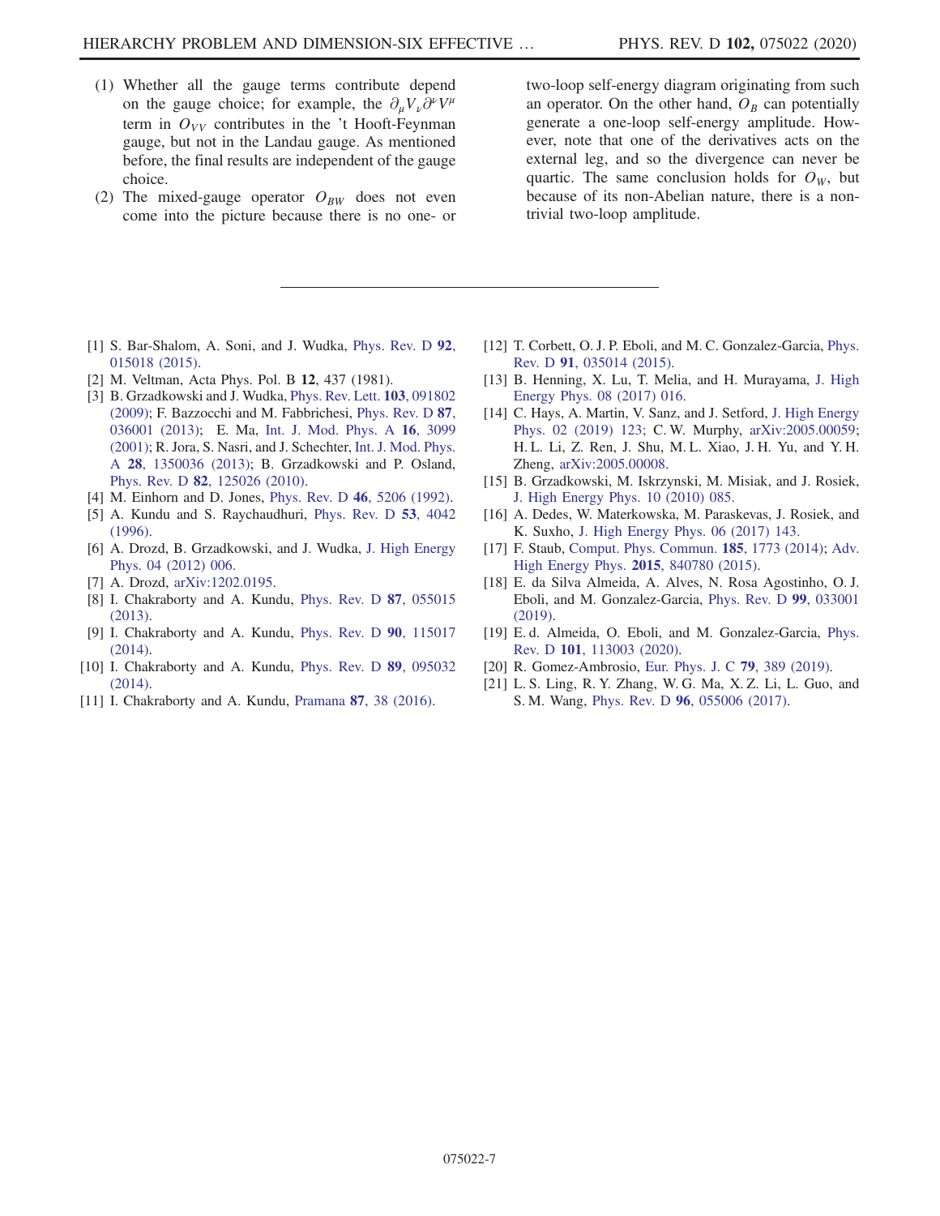(1) Whether all the gauge terms contribute depend on the gauge choice; for example, the $\partial_\mu V_\nu \partial^\nu V^\mu$ term in $O_{VV}$ contributes in the 't Hooft-Feynman gauge, but not in the Landau gauge. As mentioned before, the final results are independent of the gauge choice.

(2) The mixed-gauge operator $O_{BW}$ does not even come into the picture because there is no one- or two-loop self-energy diagram originating from such an operator. On the other hand, $O_B$ can potentially generate a one-loop self-energy amplitude. However, note that one of the derivatives acts on the external leg, and so the divergence can never be quartic. The same conclusion holds for $O_W$, but because of its non-Abelian nature, there is a nontrivial two-loop amplitude.

---

[1] S. Bar-Shalom, A. Soni, and J. Wudka, Phys. Rev. D **92**, 015018 (2015).

[2] M. Veltman, Acta Phys. Pol. B **12**, 437 (1981).

[3] B. Grzadkowski and J. Wudka, Phys. Rev. Lett. **103**, 091802 (2009); F. Bazzocchi and M. Fabbrichesi, Phys. Rev. D **87**, 036001 (2013); E. Ma, Int. J. Mod. Phys. A **16**, 3099 (2001); R. Jora, S. Nasri, and J. Schechter, Int. J. Mod. Phys. A **28**, 1350036 (2013); B. Grzadkowski and P. Osland, Phys. Rev. D **82**, 125026 (2010).

[4] M. Einhorn and D. Jones, Phys. Rev. D **46**, 5206 (1992).

[5] A. Kundu and S. Raychaudhuri, Phys. Rev. D **53**, 4042 (1996).

[6] A. Drozd, B. Grzadkowski, and J. Wudka, J. High Energy Phys. 04 (2012) 006.

[7] A. Drozd, arXiv:1202.0195.

[8] I. Chakraborty and A. Kundu, Phys. Rev. D **87**, 055015 (2013).

[9] I. Chakraborty and A. Kundu, Phys. Rev. D **90**, 115017 (2014).

[10] I. Chakraborty and A. Kundu, Phys. Rev. D **89**, 095032 (2014).

[11] I. Chakraborty and A. Kundu, Pramana **87**, 38 (2016).

[12] T. Corbett, O. J. P. Eboli, and M. C. Gonzalez-Garcia, Phys. Rev. D **91**, 035014 (2015).

[13] B. Henning, X. Lu, T. Melia, and H. Murayama, J. High Energy Phys. 08 (2017) 016.

[14] C. Hays, A. Martin, V. Sanz, and J. Setford, J. High Energy Phys. 02 (2019) 123; C. W. Murphy, arXiv:2005.00059; H. L. Li, Z. Ren, J. Shu, M. L. Xiao, J. H. Yu, and Y. H. Zheng, arXiv:2005.00008.

[15] B. Grzadkowski, M. Iskrzynski, M. Misiak, and J. Rosiek, J. High Energy Phys. 10 (2010) 085.

[16] A. Dedes, W. Materkowska, M. Paraskevas, J. Rosiek, and K. Suxho, J. High Energy Phys. 06 (2017) 143.

[17] F. Staub, Comput. Phys. Commun. **185**, 1773 (2014); Adv. High Energy Phys. **2015**, 840780 (2015).

[18] E. da Silva Almeida, A. Alves, N. Rosa Agostinho, O. J. Eboli, and M. Gonzalez-Garcia, Phys. Rev. D **99**, 033001 (2019).

[19] E. d. Almeida, O. Eboli, and M. Gonzalez-Garcia, Phys. Rev. D **101**, 113003 (2020).

[20] R. Gomez-Ambrosio, Eur. Phys. J. C **79**, 389 (2019).

[21] L. S. Ling, R. Y. Zhang, W. G. Ma, X. Z. Li, L. Guo, and S. M. Wang, Phys. Rev. D **96**, 055006 (2017).